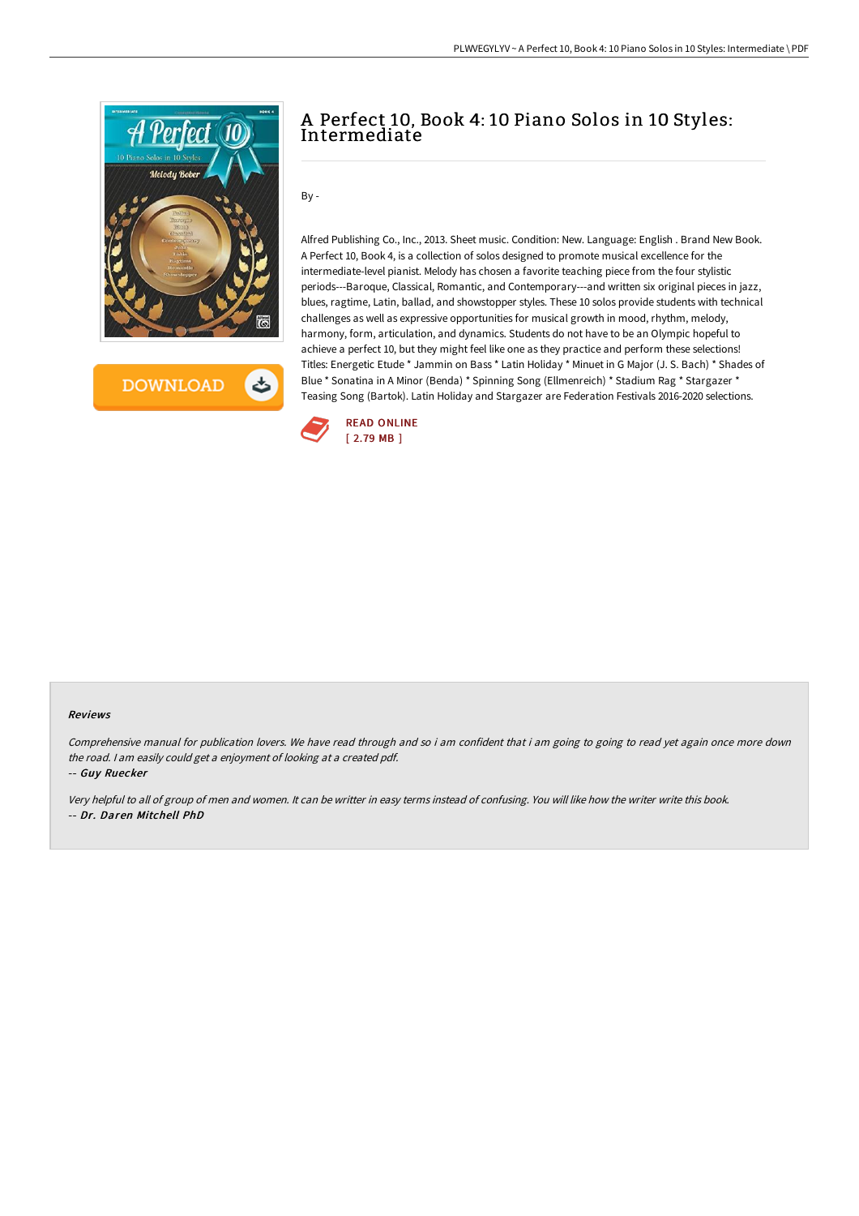# A Perfect 10, Book 4: 10 Piano Solos in 10 Styles: Intermediate

By -

Alfred Publishing Co., Inc., 2013. Sheet music. Condition: New. Language: English . Brand New Book. A Perfect 10, Book 4, is a collection of solos designed to promote musical excellence for the intermediate-level pianist. Melody has chosen a favorite teaching piece from the four stylistic periods---Baroque, Classical, Romantic, and Contemporary---and written six original pieces in jazz, blues, ragtime, Latin, ballad, and showstopper styles. These 10 solos provide students with technical challenges as well as expressive opportunities for musical growth in mood, rhythm, melody, harmony, form, articulation, and dynamics. Students do not have to be an Olympic hopeful to achieve a perfect 10, but they might feel like one as they practice and perform these selections! Titles: Energetic Etude * Jammin on Bass * Latin Holiday * Minuet in G Major (J. S. Bach) * Shades of Blue * Sonatina in A Minor (Benda) * Spinning Song (Ellmenreich) * Stadium Rag * Stargazer * Teasing Song (Bartok). Latin Holiday and Stargazer are Federation Festivals 2016-2020 selections.

READ ONLINE
[ 2.79 MB ]

### Reviews

*Comprehensive manual for publication lovers. We have read through and so i am confident that i am going to going to read yet again once more down the road. I am easily could get a enjoyment of looking at a created pdf.*

-- *Guy Ruecker*

*Very helpful to all of group of men and women. It can be writter in easy terms instead of confusing. You will like how the writer write this book.*

-- *Dr. Daren Mitchell PhD*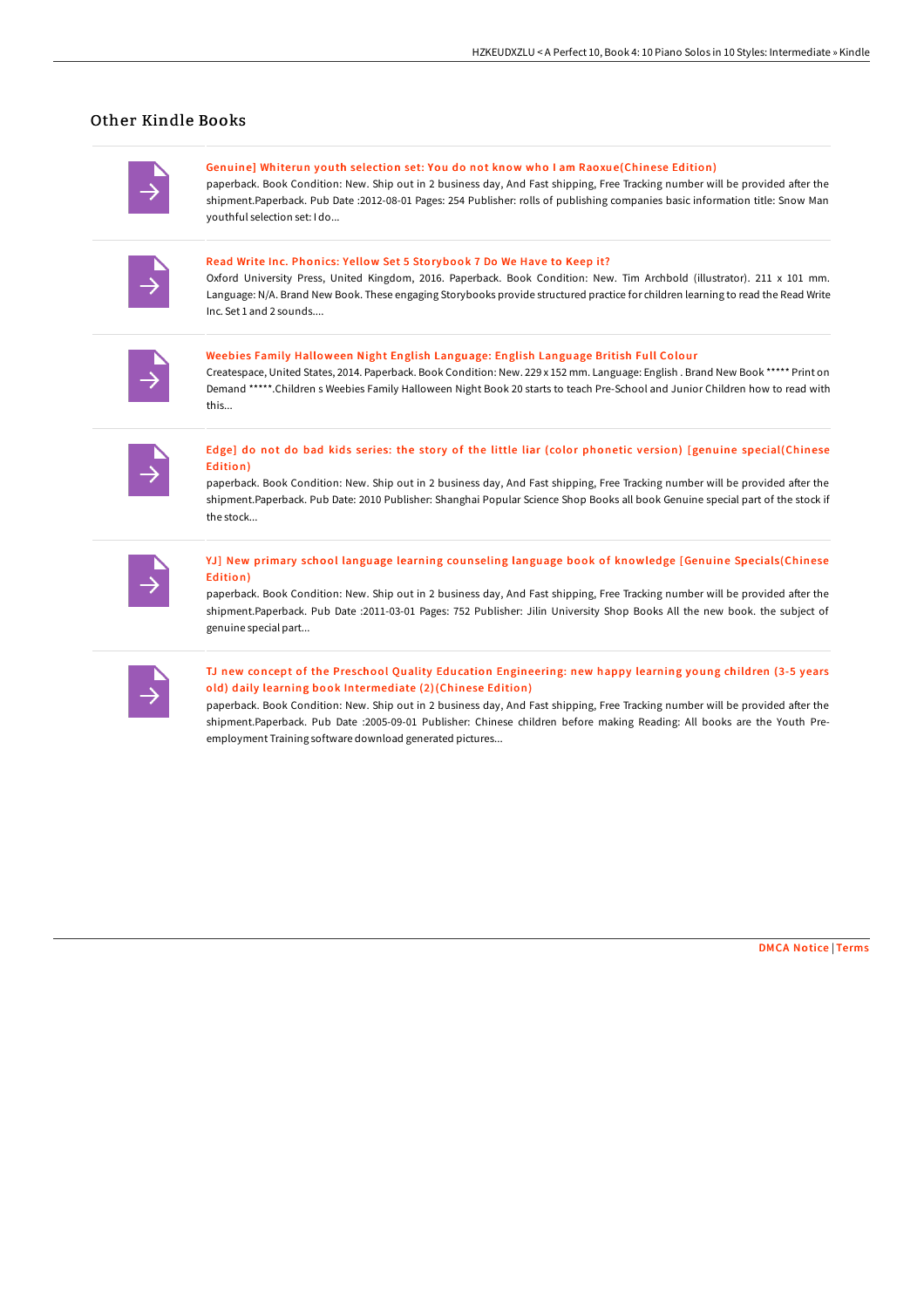## Other Kindle Books

**Genuine] Whiterun youth selection set: You do not know who I am Raoxue(Chinese Edition)**

paperback. Book Condition: New. Ship out in 2 business day, And Fast shipping, Free Tracking number will be provided after the shipment.Paperback. Pub Date :2012-08-01 Pages: 254 Publisher: rolls of publishing companies basic information title: Snow Man youthful selection set: I do...

**Read Write Inc. Phonics: Yellow Set 5 Storybook 7 Do We Have to Keep it?**

Oxford University Press, United Kingdom, 2016. Paperback. Book Condition: New. Tim Archbold (illustrator). 211 x 101 mm. Language: N/A. Brand New Book. These engaging Storybooks provide structured practice for children learning to read the Read Write Inc. Set 1 and 2 sounds....

**Weebies Family Halloween Night English Language: English Language British Full Colour**

Createspace, United States, 2014. Paperback. Book Condition: New. 229 x 152 mm. Language: English . Brand New Book ***** Print on Demand *****.Children s Weebies Family Halloween Night Book 20 starts to teach Pre-School and Junior Children how to read with this...

**Edge] do not do bad kids series: the story of the little liar (color phonetic version) [genuine special(Chinese Edition)**

paperback. Book Condition: New. Ship out in 2 business day, And Fast shipping, Free Tracking number will be provided after the shipment.Paperback. Pub Date: 2010 Publisher: Shanghai Popular Science Shop Books all book Genuine special part of the stock if the stock...

**YJ] New primary school language learning counseling language book of knowledge [Genuine Specials(Chinese Edition)**

paperback. Book Condition: New. Ship out in 2 business day, And Fast shipping, Free Tracking number will be provided after the shipment.Paperback. Pub Date :2011-03-01 Pages: 752 Publisher: Jilin University Shop Books All the new book. the subject of genuine special part...

**TJ new concept of the Preschool Quality Education Engineering: new happy learning young children (3-5 years old) daily learning book Intermediate (2)(Chinese Edition)**

paperback. Book Condition: New. Ship out in 2 business day, And Fast shipping, Free Tracking number will be provided after the shipment.Paperback. Pub Date :2005-09-01 Publisher: Chinese children before making Reading: All books are the Youth Pre-employment Training software download generated pictures...

DMCA Notice | Terms